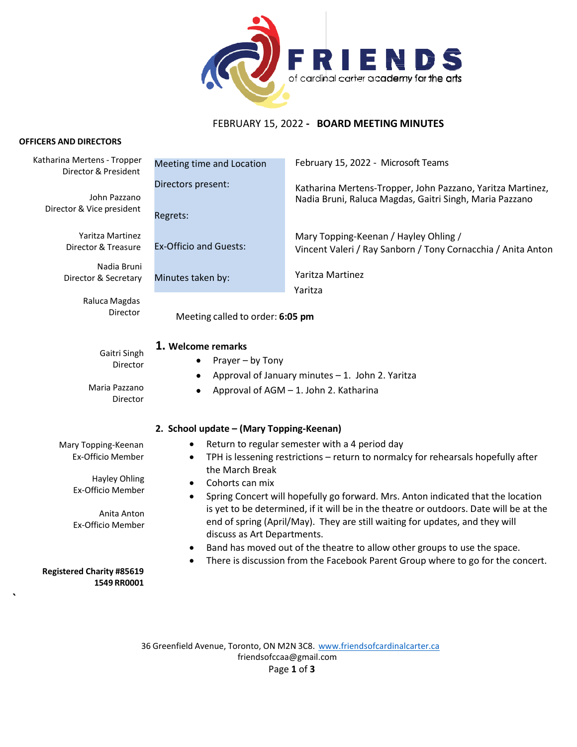FRIENDS
of cardinal carter academy for the arts

FEBRUARY 15, 2022 - **BOARD MEETING MINUTES**

**OFFICERS AND DIRECTORS**

Katharina Mertens - Tropper
Director & President

John Pazzano
Director & Vice president

Yaritza Martinez
Director & Treasure

Nadia Bruni
Director & Secretary

Raluca Magdas
Director

Gaitri Singh
Director

Maria Pazzano
Director

Mary Topping-Keenan
Ex-Officio Member

Hayley Ohling
Ex-Officio Member

Anita Anton
Ex-Officio Member

**Registered Charity #85619 1549 RR0001**

| | |
|---|---|
| Meeting time and Location | February 15, 2022 - Microsoft Teams |
| Directors present: | Katharina Mertens-Tropper, John Pazzano, Yaritza Martinez, Nadia Bruni, Raluca Magdas, Gaitri Singh, Maria Pazzano |
| Regrets: | |
| Ex-Officio and Guests: | Mary Topping-Keenan / Hayley Ohling / Vincent Valeri / Ray Sanborn / Tony Cornacchia / Anita Anton |
| Minutes taken by: | Yaritza Martinez |

Yaritza

Meeting called to order: **6:05 pm**

## 1. Welcome remarks

- Prayer – by Tony
- Approval of January minutes – 1. John 2. Yaritza
- Approval of AGM – 1. John 2. Katharina

## 2. School update – (Mary Topping-Keenan)

- Return to regular semester with a 4 period day
- TPH is lessening restrictions – return to normalcy for rehearsals hopefully after the March Break
- Cohorts can mix
- Spring Concert will hopefully go forward. Mrs. Anton indicated that the location is yet to be determined, if it will be in the theatre or outdoors. Date will be at the end of spring (April/May). They are still waiting for updates, and they will discuss as Art Departments.
- Band has moved out of the theatre to allow other groups to use the space.
- There is discussion from the Facebook Parent Group where to go for the concert.

36 Greenfield Avenue, Toronto, ON M2N 3C8. www.friendsofcardinalcarter.ca
friendsofccaa@gmail.com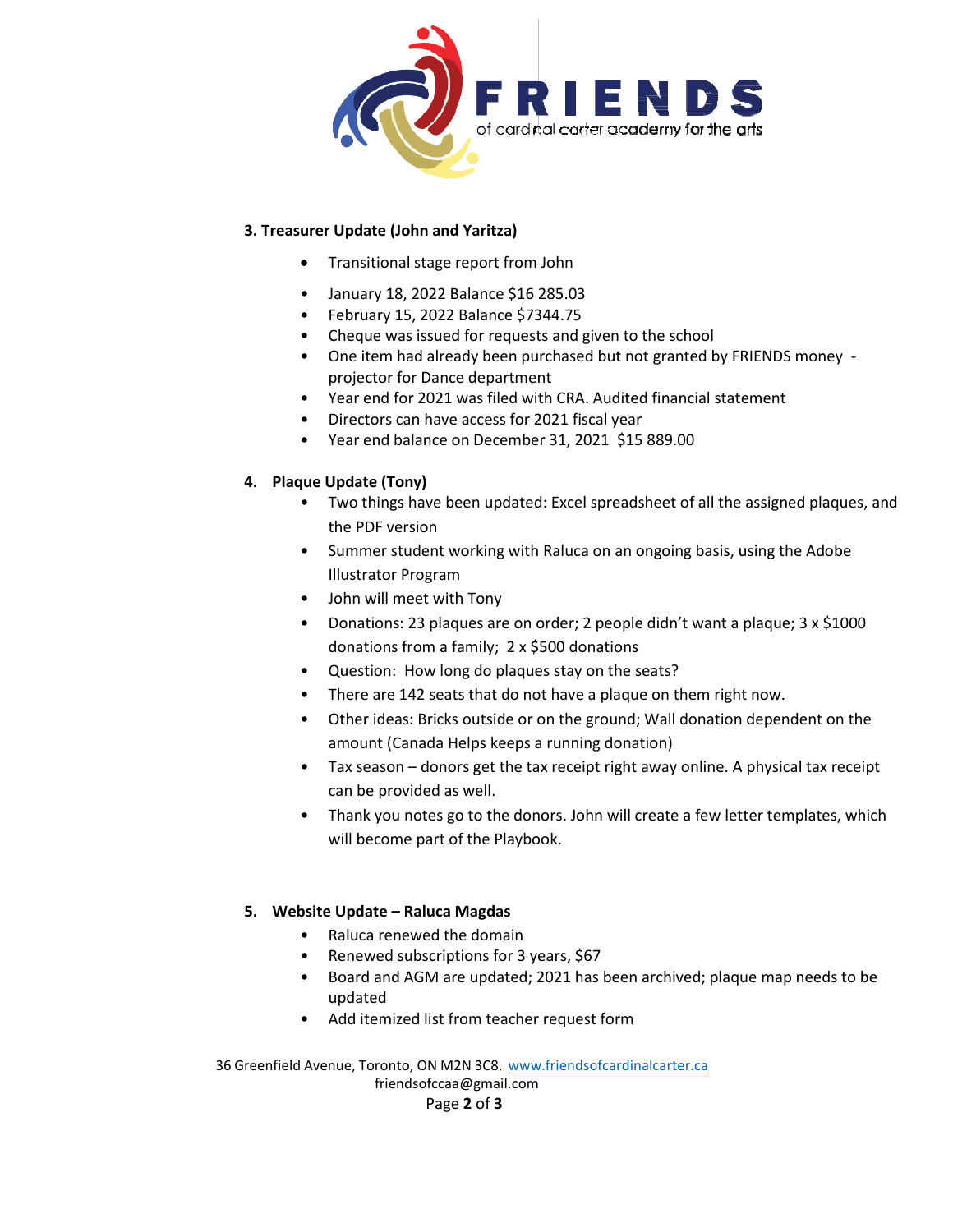### 3. Treasurer Update (John and Yaritza)

- Transitional stage report from John
- January 18, 2022 Balance $16 285.03
- February 15, 2022 Balance $7344.75
- Cheque was issued for requests and given to the school
- One item had already been purchased but not granted by FRIENDS money - projector for Dance department
- Year end for 2021 was filed with CRA. Audited financial statement
- Directors can have access for 2021 fiscal year
- Year end balance on December 31, 2021 $15 889.00

### 4. Plaque Update (Tony)

- Two things have been updated: Excel spreadsheet of all the assigned plaques, and the PDF version
- Summer student working with Raluca on an ongoing basis, using the Adobe Illustrator Program
- John will meet with Tony
- Donations: 23 plaques are on order; 2 people didn't want a plaque; 3 x $1000 donations from a family; 2 x $500 donations
- Question: How long do plaques stay on the seats?
- There are 142 seats that do not have a plaque on them right now.
- Other ideas: Bricks outside or on the ground; Wall donation dependent on the amount (Canada Helps keeps a running donation)
- Tax season – donors get the tax receipt right away online. A physical tax receipt can be provided as well.
- Thank you notes go to the donors. John will create a few letter templates, which will become part of the Playbook.

### 5. Website Update – Raluca Magdas

- Raluca renewed the domain
- Renewed subscriptions for 3 years, $67
- Board and AGM are updated; 2021 has been archived; plaque map needs to be updated
- Add itemized list from teacher request form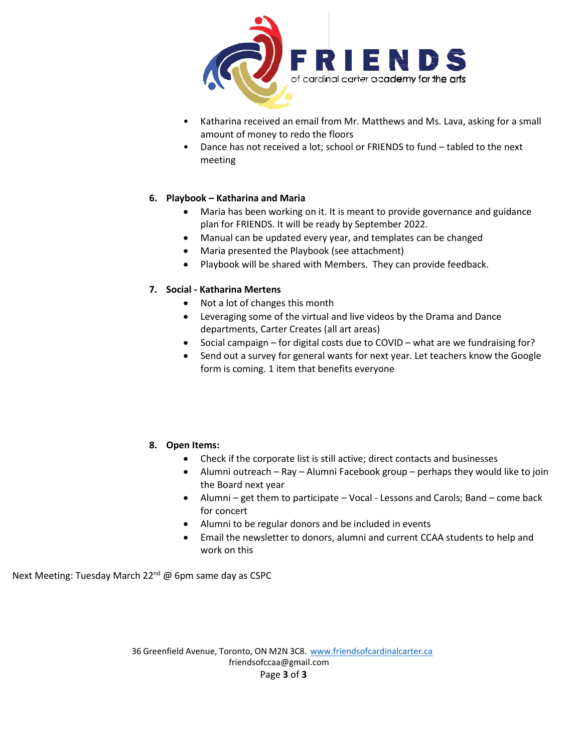- Katharina received an email from Mr. Matthews and Ms. Lava, asking for a small amount of money to redo the floors
- Dance has not received a lot; school or FRIENDS to fund – tabled to the next meeting

6. **Playbook – Katharina and Maria**
   - Maria has been working on it. It is meant to provide governance and guidance plan for FRIENDS. It will be ready by September 2022.
   - Manual can be updated every year, and templates can be changed
   - Maria presented the Playbook (see attachment)
   - Playbook will be shared with Members. They can provide feedback.

7. **Social - Katharina Mertens**
   - Not a lot of changes this month
   - Leveraging some of the virtual and live videos by the Drama and Dance departments, Carter Creates (all art areas)
   - Social campaign – for digital costs due to COVID – what are we fundraising for?
   - Send out a survey for general wants for next year. Let teachers know the Google form is coming. 1 item that benefits everyone

8. **Open Items:**
   - Check if the corporate list is still active; direct contacts and businesses
   - Alumni outreach – Ray – Alumni Facebook group – perhaps they would like to join the Board next year
   - Alumni – get them to participate – Vocal - Lessons and Carols; Band – come back for concert
   - Alumni to be regular donors and be included in events
   - Email the newsletter to donors, alumni and current CCAA students to help and work on this

Next Meeting: Tuesday March 22nd @ 6pm same day as CSPC

36 Greenfield Avenue, Toronto, ON M2N 3C8. www.friendsofcardinalcarter.ca
friendsofccaa@gmail.com